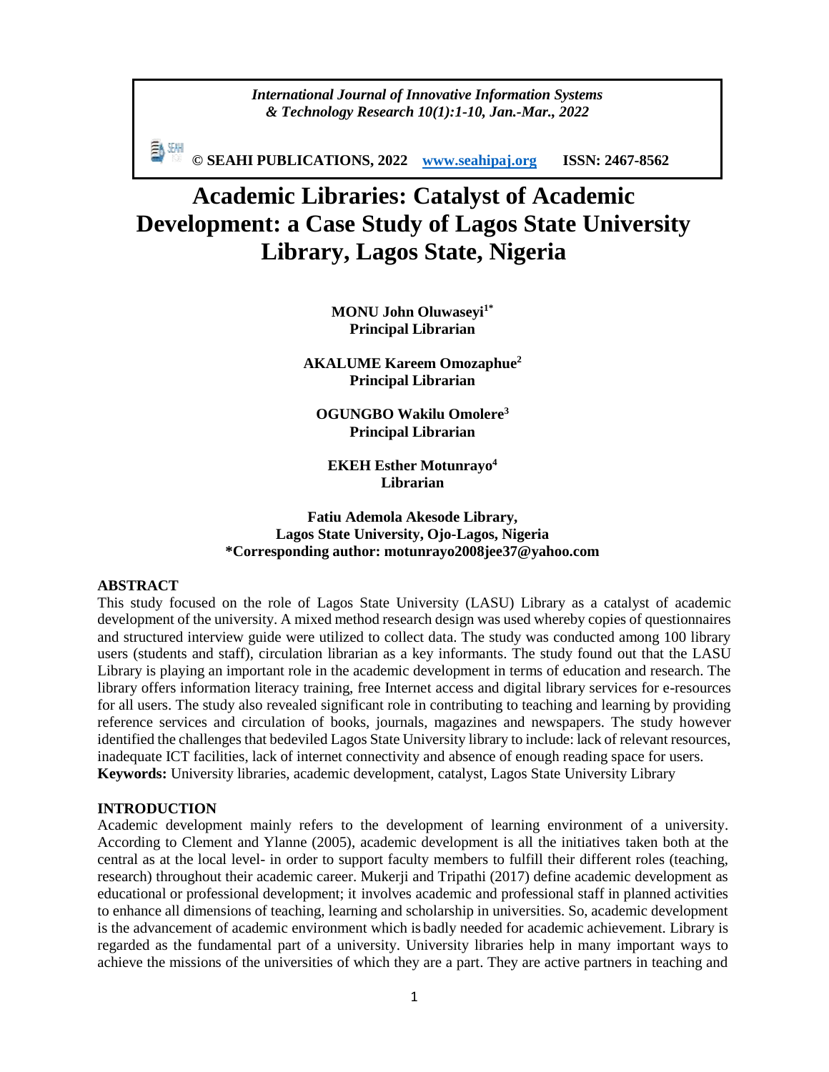# Academic Libraries: Catalyst of Academic Development: a Case Study of Lagos State University Library, Lagos State, Nigeria

**MONU John Oluwaseyi[1*]**
**Principal Librarian**

**AKALUME Kareem Omozaphue[2]**
**Principal Librarian**

**OGUNGBO Wakilu Omolere[3]**
**Principal Librarian**

**EKEH Esther Motunrayo[4]**
**Librarian**

**Fatiu Ademola Akesode Library,**
**Lagos State University, Ojo-Lagos, Nigeria**
**\*Corresponding author: motunrayo2008jee37@yahoo.com**

## ABSTRACT

This study focused on the role of Lagos State University (LASU) Library as a catalyst of academic development of the university. A mixed method research design was used whereby copies of questionnaires and structured interview guide were utilized to collect data. The study was conducted among 100 library users (students and staff), circulation librarian as a key informants. The study found out that the LASU Library is playing an important role in the academic development in terms of education and research. The library offers information literacy training, free Internet access and digital library services for e-resources for all users. The study also revealed significant role in contributing to teaching and learning by providing reference services and circulation of books, journals, magazines and newspapers. The study however identified the challenges that bedeviled Lagos State University library to include: lack of relevant resources, inadequate ICT facilities, lack of internet connectivity and absence of enough reading space for users.

**Keywords:** University libraries, academic development, catalyst, Lagos State University Library

## INTRODUCTION

Academic development mainly refers to the development of learning environment of a university. According to Clement and Ylanne (2005), academic development is all the initiatives taken both at the central as at the local level- in order to support faculty members to fulfill their different roles (teaching, research) throughout their academic career. Mukerji and Tripathi (2017) define academic development as educational or professional development; it involves academic and professional staff in planned activities to enhance all dimensions of teaching, learning and scholarship in universities. So, academic development is the advancement of academic environment which is badly needed for academic achievement. Library is regarded as the fundamental part of a university. University libraries help in many important ways to achieve the missions of the universities of which they are a part. They are active partners in teaching and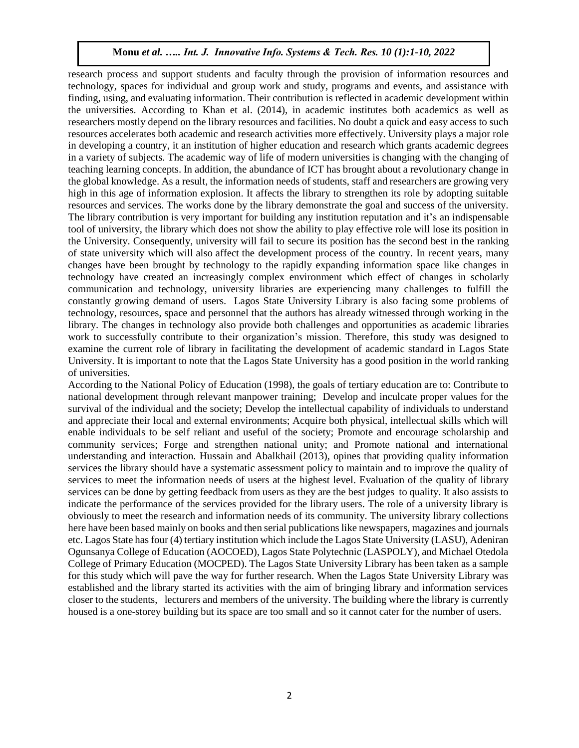research process and support students and faculty through the provision of information resources and technology, spaces for individual and group work and study, programs and events, and assistance with finding, using, and evaluating information. Their contribution is reflected in academic development within the universities. According to Khan et al. (2014), in academic institutes both academics as well as researchers mostly depend on the library resources and facilities. No doubt a quick and easy access to such resources accelerates both academic and research activities more effectively. University plays a major role in developing a country, it an institution of higher education and research which grants academic degrees in a variety of subjects. The academic way of life of modern universities is changing with the changing of teaching learning concepts. In addition, the abundance of ICT has brought about a revolutionary change in the global knowledge. As a result, the information needs of students, staff and researchers are growing very high in this age of information explosion. It affects the library to strengthen its role by adopting suitable resources and services. The works done by the library demonstrate the goal and success of the university. The library contribution is very important for building any institution reputation and it's an indispensable tool of university, the library which does not show the ability to play effective role will lose its position in the University. Consequently, university will fail to secure its position has the second best in the ranking of state university which will also affect the development process of the country. In recent years, many changes have been brought by technology to the rapidly expanding information space like changes in technology have created an increasingly complex environment which effect of changes in scholarly communication and technology, university libraries are experiencing many challenges to fulfill the constantly growing demand of users. Lagos State University Library is also facing some problems of technology, resources, space and personnel that the authors has already witnessed through working in the library. The changes in technology also provide both challenges and opportunities as academic libraries work to successfully contribute to their organization's mission. Therefore, this study was designed to examine the current role of library in facilitating the development of academic standard in Lagos State University. It is important to note that the Lagos State University has a good position in the world ranking of universities.

According to the National Policy of Education (1998), the goals of tertiary education are to: Contribute to national development through relevant manpower training; Develop and inculcate proper values for the survival of the individual and the society; Develop the intellectual capability of individuals to understand and appreciate their local and external environments; Acquire both physical, intellectual skills which will enable individuals to be self reliant and useful of the society; Promote and encourage scholarship and community services; Forge and strengthen national unity; and Promote national and international understanding and interaction. Hussain and Abalkhail (2013), opines that providing quality information services the library should have a systematic assessment policy to maintain and to improve the quality of services to meet the information needs of users at the highest level. Evaluation of the quality of library services can be done by getting feedback from users as they are the best judges to quality. It also assists to indicate the performance of the services provided for the library users. The role of a university library is obviously to meet the research and information needs of its community. The university library collections here have been based mainly on books and then serial publications like newspapers, magazines and journals etc. Lagos State has four (4) tertiary institution which include the Lagos State University (LASU), Adeniran Ogunsanya College of Education (AOCOED), Lagos State Polytechnic (LASPOLY), and Michael Otedola College of Primary Education (MOCPED). The Lagos State University Library has been taken as a sample for this study which will pave the way for further research. When the Lagos State University Library was established and the library started its activities with the aim of bringing library and information services closer to the students, lecturers and members of the university. The building where the library is currently housed is a one-storey building but its space are too small and so it cannot cater for the number of users.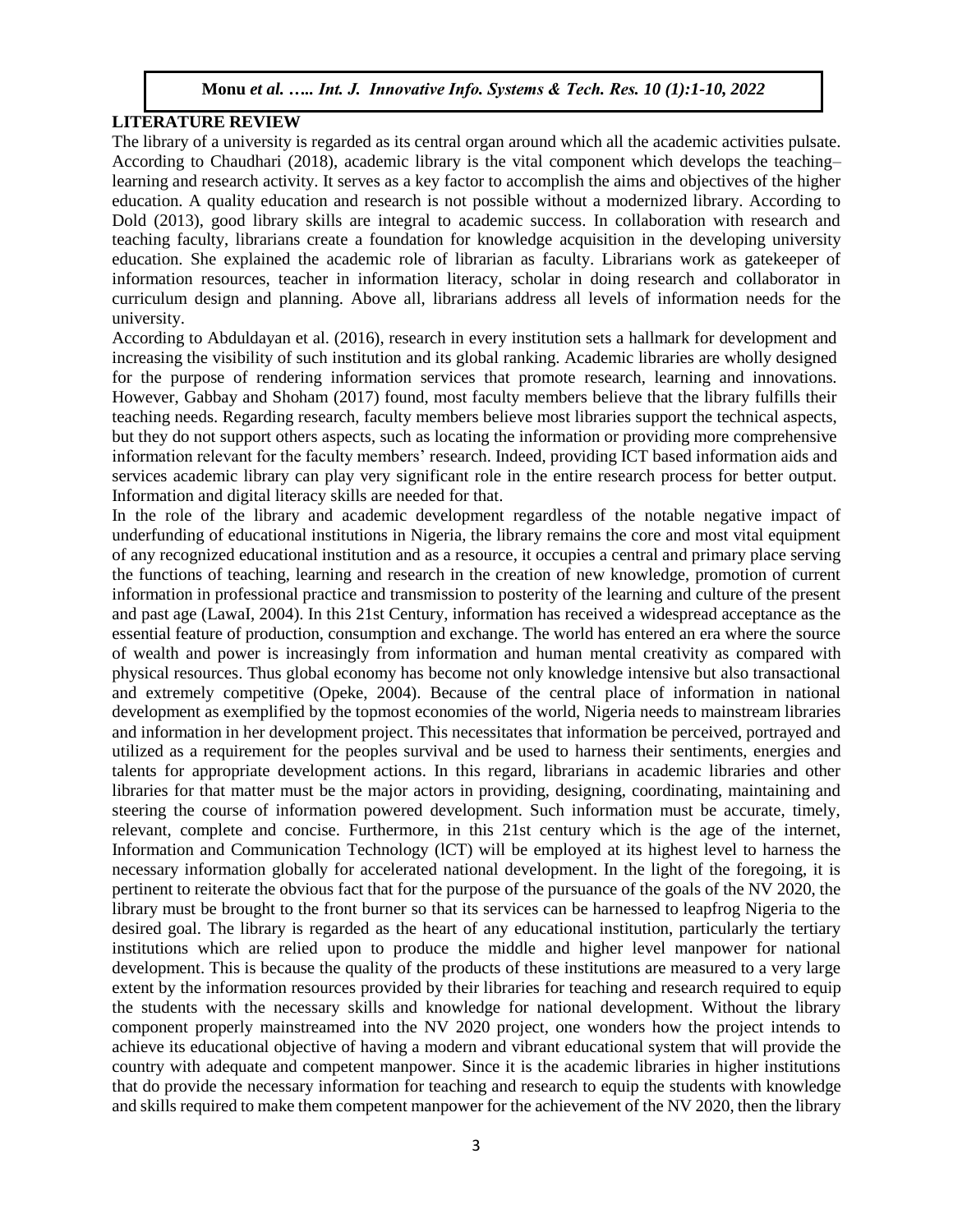## LITERATURE REVIEW

The library of a university is regarded as its central organ around which all the academic activities pulsate. According to Chaudhari (2018), academic library is the vital component which develops the teaching–learning and research activity. It serves as a key factor to accomplish the aims and objectives of the higher education. A quality education and research is not possible without a modernized library. According to Dold (2013), good library skills are integral to academic success. In collaboration with research and teaching faculty, librarians create a foundation for knowledge acquisition in the developing university education. She explained the academic role of librarian as faculty. Librarians work as gatekeeper of information resources, teacher in information literacy, scholar in doing research and collaborator in curriculum design and planning. Above all, librarians address all levels of information needs for the university.

According to Abduldayan et al. (2016), research in every institution sets a hallmark for development and increasing the visibility of such institution and its global ranking. Academic libraries are wholly designed for the purpose of rendering information services that promote research, learning and innovations. However, Gabbay and Shoham (2017) found, most faculty members believe that the library fulfills their teaching needs. Regarding research, faculty members believe most libraries support the technical aspects, but they do not support others aspects, such as locating the information or providing more comprehensive information relevant for the faculty members' research. Indeed, providing ICT based information aids and services academic library can play very significant role in the entire research process for better output. Information and digital literacy skills are needed for that.

In the role of the library and academic development regardless of the notable negative impact of underfunding of educational institutions in Nigeria, the library remains the core and most vital equipment of any recognized educational institution and as a resource, it occupies a central and primary place serving the functions of teaching, learning and research in the creation of new knowledge, promotion of current information in professional practice and transmission to posterity of the learning and culture of the present and past age (LawaI, 2004). In this 21st Century, information has received a widespread acceptance as the essential feature of production, consumption and exchange. The world has entered an era where the source of wealth and power is increasingly from information and human mental creativity as compared with physical resources. Thus global economy has become not only knowledge intensive but also transactional and extremely competitive (Opeke, 2004). Because of the central place of information in national development as exemplified by the topmost economies of the world, Nigeria needs to mainstream libraries and information in her development project. This necessitates that information be perceived, portrayed and utilized as a requirement for the peoples survival and be used to harness their sentiments, energies and talents for appropriate development actions. In this regard, librarians in academic libraries and other libraries for that matter must be the major actors in providing, designing, coordinating, maintaining and steering the course of information powered development. Such information must be accurate, timely, relevant, complete and concise. Furthermore, in this 21st century which is the age of the internet, Information and Communication Technology (lCT) will be employed at its highest level to harness the necessary information globally for accelerated national development. In the light of the foregoing, it is pertinent to reiterate the obvious fact that for the purpose of the pursuance of the goals of the NV 2020, the library must be brought to the front burner so that its services can be harnessed to leapfrog Nigeria to the desired goal. The library is regarded as the heart of any educational institution, particularly the tertiary institutions which are relied upon to produce the middle and higher level manpower for national development. This is because the quality of the products of these institutions are measured to a very large extent by the information resources provided by their libraries for teaching and research required to equip the students with the necessary skills and knowledge for national development. Without the library component properly mainstreamed into the NV 2020 project, one wonders how the project intends to achieve its educational objective of having a modern and vibrant educational system that will provide the country with adequate and competent manpower. Since it is the academic libraries in higher institutions that do provide the necessary information for teaching and research to equip the students with knowledge and skills required to make them competent manpower for the achievement of the NV 2020, then the library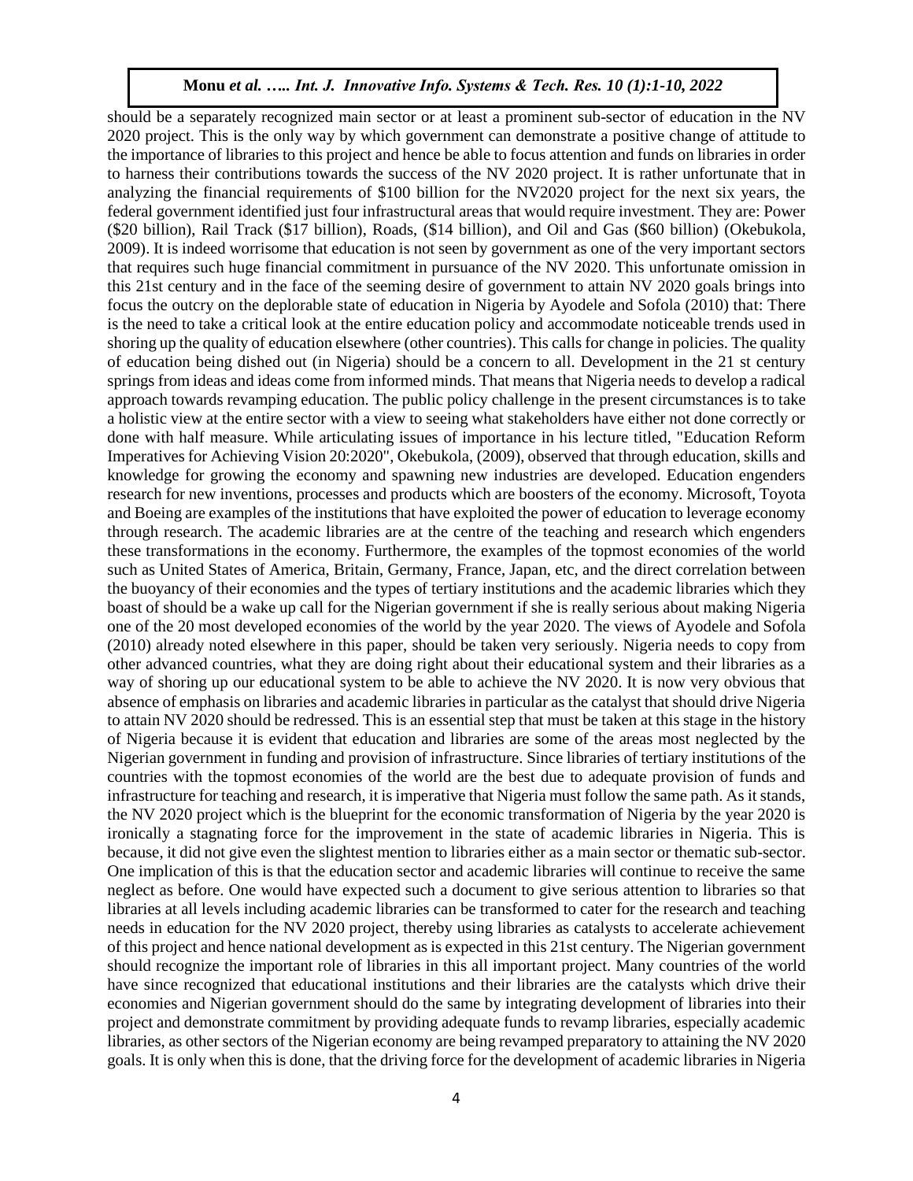should be a separately recognized main sector or at least a prominent sub-sector of education in the NV 2020 project. This is the only way by which government can demonstrate a positive change of attitude to the importance of libraries to this project and hence be able to focus attention and funds on libraries in order to harness their contributions towards the success of the NV 2020 project. It is rather unfortunate that in analyzing the financial requirements of $100 billion for the NV2020 project for the next six years, the federal government identified just four infrastructural areas that would require investment. They are: Power ($20 billion), Rail Track ($17 billion), Roads, ($14 billion), and Oil and Gas ($60 billion) (Okebukola, 2009). It is indeed worrisome that education is not seen by government as one of the very important sectors that requires such huge financial commitment in pursuance of the NV 2020. This unfortunate omission in this 21st century and in the face of the seeming desire of government to attain NV 2020 goals brings into focus the outcry on the deplorable state of education in Nigeria by Ayodele and Sofola (2010) that: There is the need to take a critical look at the entire education policy and accommodate noticeable trends used in shoring up the quality of education elsewhere (other countries). This calls for change in policies. The quality of education being dished out (in Nigeria) should be a concern to all. Development in the 21 st century springs from ideas and ideas come from informed minds. That means that Nigeria needs to develop a radical approach towards revamping education. The public policy challenge in the present circumstances is to take a holistic view at the entire sector with a view to seeing what stakeholders have either not done correctly or done with half measure. While articulating issues of importance in his lecture titled, "Education Reform Imperatives for Achieving Vision 20:2020", Okebukola, (2009), observed that through education, skills and knowledge for growing the economy and spawning new industries are developed. Education engenders research for new inventions, processes and products which are boosters of the economy. Microsoft, Toyota and Boeing are examples of the institutions that have exploited the power of education to leverage economy through research. The academic libraries are at the centre of the teaching and research which engenders these transformations in the economy. Furthermore, the examples of the topmost economies of the world such as United States of America, Britain, Germany, France, Japan, etc, and the direct correlation between the buoyancy of their economies and the types of tertiary institutions and the academic libraries which they boast of should be a wake up call for the Nigerian government if she is really serious about making Nigeria one of the 20 most developed economies of the world by the year 2020. The views of Ayodele and Sofola (2010) already noted elsewhere in this paper, should be taken very seriously. Nigeria needs to copy from other advanced countries, what they are doing right about their educational system and their libraries as a way of shoring up our educational system to be able to achieve the NV 2020. It is now very obvious that absence of emphasis on libraries and academic libraries in particular as the catalyst that should drive Nigeria to attain NV 2020 should be redressed. This is an essential step that must be taken at this stage in the history of Nigeria because it is evident that education and libraries are some of the areas most neglected by the Nigerian government in funding and provision of infrastructure. Since libraries of tertiary institutions of the countries with the topmost economies of the world are the best due to adequate provision of funds and infrastructure for teaching and research, it is imperative that Nigeria must follow the same path. As it stands, the NV 2020 project which is the blueprint for the economic transformation of Nigeria by the year 2020 is ironically a stagnating force for the improvement in the state of academic libraries in Nigeria. This is because, it did not give even the slightest mention to libraries either as a main sector or thematic sub-sector. One implication of this is that the education sector and academic libraries will continue to receive the same neglect as before. One would have expected such a document to give serious attention to libraries so that libraries at all levels including academic libraries can be transformed to cater for the research and teaching needs in education for the NV 2020 project, thereby using libraries as catalysts to accelerate achievement of this project and hence national development as is expected in this 21st century. The Nigerian government should recognize the important role of libraries in this all important project. Many countries of the world have since recognized that educational institutions and their libraries are the catalysts which drive their economies and Nigerian government should do the same by integrating development of libraries into their project and demonstrate commitment by providing adequate funds to revamp libraries, especially academic libraries, as other sectors of the Nigerian economy are being revamped preparatory to attaining the NV 2020 goals. It is only when this is done, that the driving force for the development of academic libraries in Nigeria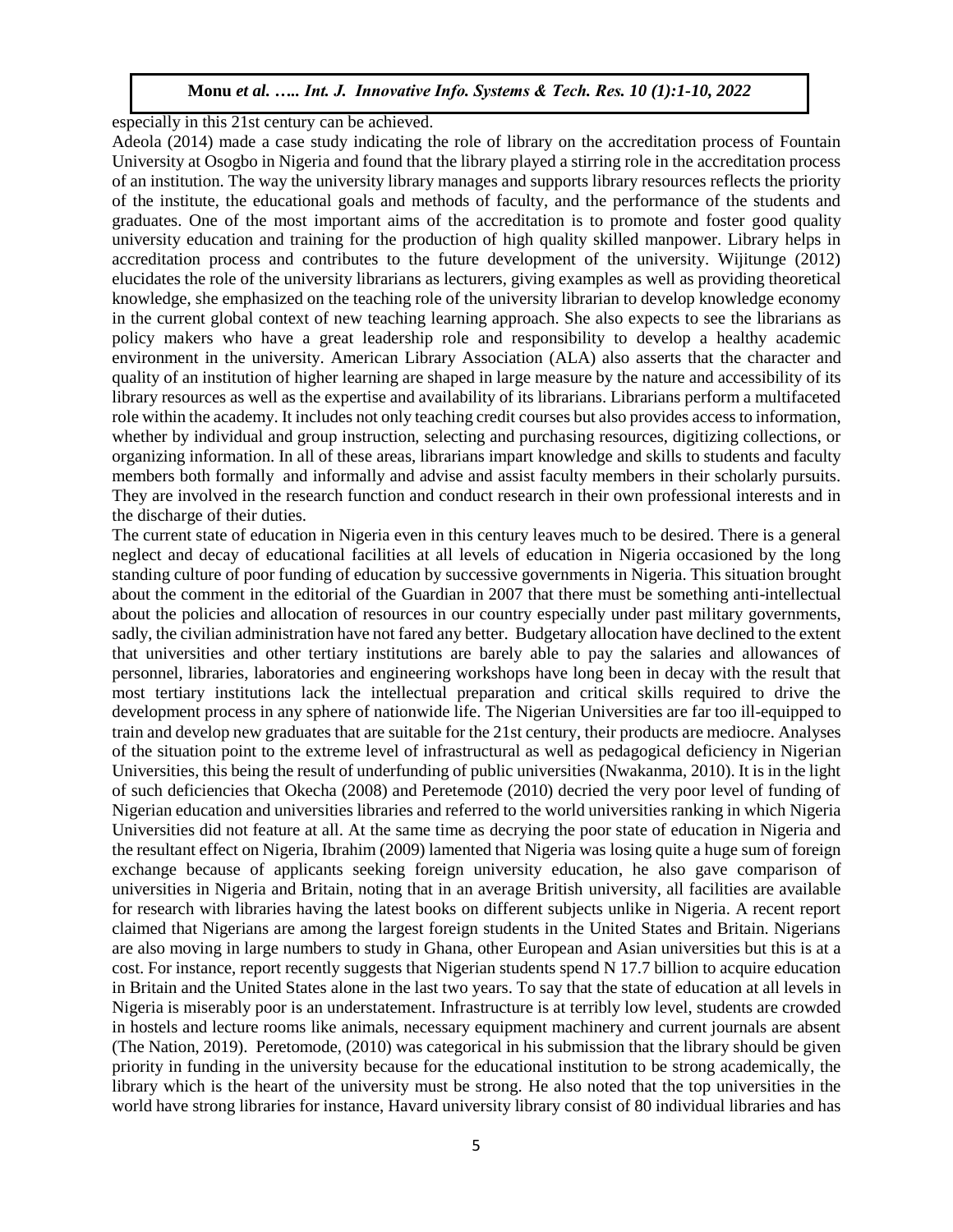especially in this 21st century can be achieved.

Adeola (2014) made a case study indicating the role of library on the accreditation process of Fountain University at Osogbo in Nigeria and found that the library played a stirring role in the accreditation process of an institution. The way the university library manages and supports library resources reflects the priority of the institute, the educational goals and methods of faculty, and the performance of the students and graduates. One of the most important aims of the accreditation is to promote and foster good quality university education and training for the production of high quality skilled manpower. Library helps in accreditation process and contributes to the future development of the university. Wijitunge (2012) elucidates the role of the university librarians as lecturers, giving examples as well as providing theoretical knowledge, she emphasized on the teaching role of the university librarian to develop knowledge economy in the current global context of new teaching learning approach. She also expects to see the librarians as policy makers who have a great leadership role and responsibility to develop a healthy academic environment in the university. American Library Association (ALA) also asserts that the character and quality of an institution of higher learning are shaped in large measure by the nature and accessibility of its library resources as well as the expertise and availability of its librarians. Librarians perform a multifaceted role within the academy. It includes not only teaching credit courses but also provides access to information, whether by individual and group instruction, selecting and purchasing resources, digitizing collections, or organizing information. In all of these areas, librarians impart knowledge and skills to students and faculty members both formally and informally and advise and assist faculty members in their scholarly pursuits. They are involved in the research function and conduct research in their own professional interests and in the discharge of their duties.

The current state of education in Nigeria even in this century leaves much to be desired. There is a general neglect and decay of educational facilities at all levels of education in Nigeria occasioned by the long standing culture of poor funding of education by successive governments in Nigeria. This situation brought about the comment in the editorial of the Guardian in 2007 that there must be something anti-intellectual about the policies and allocation of resources in our country especially under past military governments, sadly, the civilian administration have not fared any better. Budgetary allocation have declined to the extent that universities and other tertiary institutions are barely able to pay the salaries and allowances of personnel, libraries, laboratories and engineering workshops have long been in decay with the result that most tertiary institutions lack the intellectual preparation and critical skills required to drive the development process in any sphere of nationwide life. The Nigerian Universities are far too ill-equipped to train and develop new graduates that are suitable for the 21st century, their products are mediocre. Analyses of the situation point to the extreme level of infrastructural as well as pedagogical deficiency in Nigerian Universities, this being the result of underfunding of public universities (Nwakanma, 2010). It is in the light of such deficiencies that Okecha (2008) and Peretemode (2010) decried the very poor level of funding of Nigerian education and universities libraries and referred to the world universities ranking in which Nigeria Universities did not feature at all. At the same time as decrying the poor state of education in Nigeria and the resultant effect on Nigeria, Ibrahim (2009) lamented that Nigeria was losing quite a huge sum of foreign exchange because of applicants seeking foreign university education, he also gave comparison of universities in Nigeria and Britain, noting that in an average British university, all facilities are available for research with libraries having the latest books on different subjects unlike in Nigeria. A recent report claimed that Nigerians are among the largest foreign students in the United States and Britain. Nigerians are also moving in large numbers to study in Ghana, other European and Asian universities but this is at a cost. For instance, report recently suggests that Nigerian students spend N 17.7 billion to acquire education in Britain and the United States alone in the last two years. To say that the state of education at all levels in Nigeria is miserably poor is an understatement. Infrastructure is at terribly low level, students are crowded in hostels and lecture rooms like animals, necessary equipment machinery and current journals are absent (The Nation, 2019). Peretomode, (2010) was categorical in his submission that the library should be given priority in funding in the university because for the educational institution to be strong academically, the library which is the heart of the university must be strong. He also noted that the top universities in the world have strong libraries for instance, Havard university library consist of 80 individual libraries and has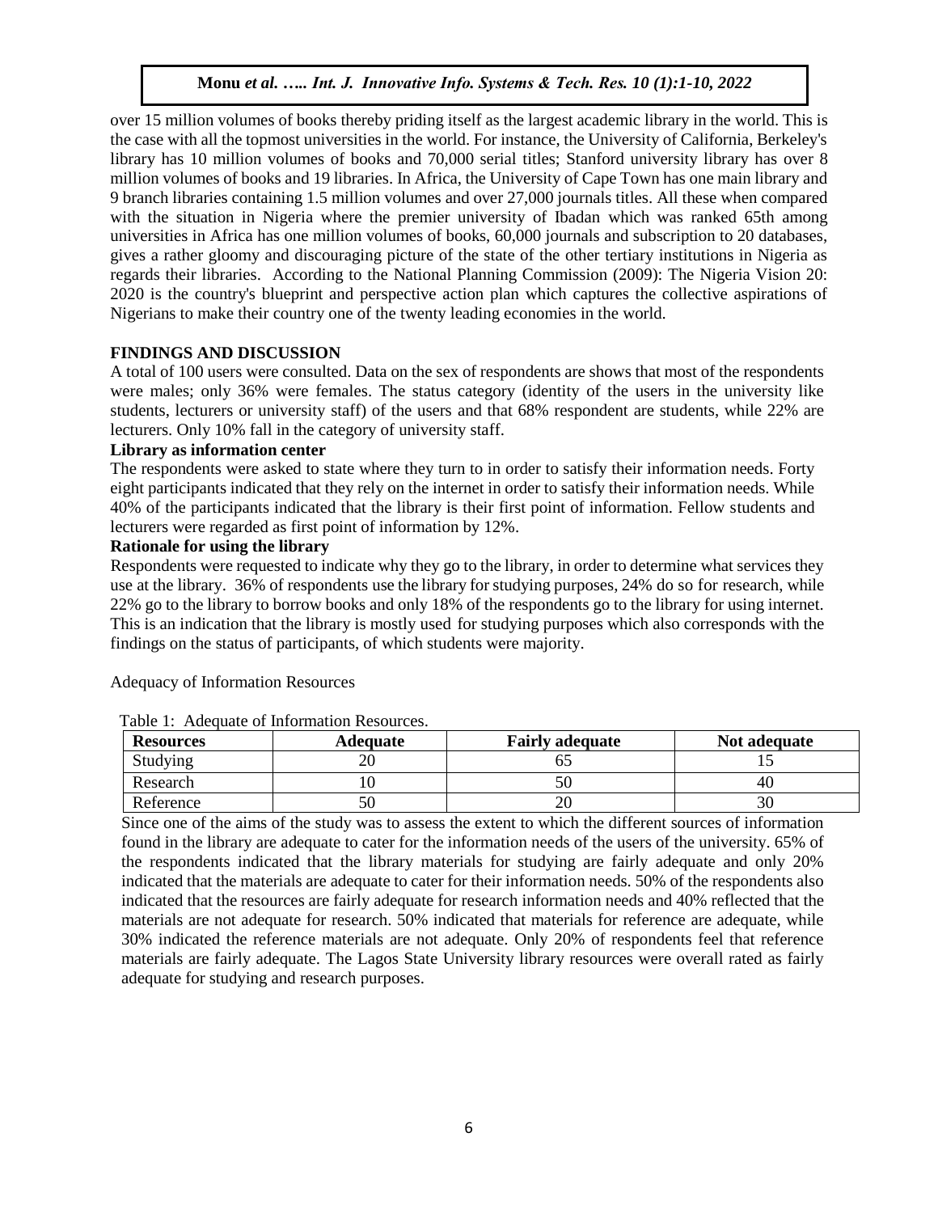over 15 million volumes of books thereby priding itself as the largest academic library in the world. This is the case with all the topmost universities in the world. For instance, the University of California, Berkeley's library has 10 million volumes of books and 70,000 serial titles; Stanford university library has over 8 million volumes of books and 19 libraries. In Africa, the University of Cape Town has one main library and 9 branch libraries containing 1.5 million volumes and over 27,000 journals titles. All these when compared with the situation in Nigeria where the premier university of Ibadan which was ranked 65th among universities in Africa has one million volumes of books, 60,000 journals and subscription to 20 databases, gives a rather gloomy and discouraging picture of the state of the other tertiary institutions in Nigeria as regards their libraries. According to the National Planning Commission (2009): The Nigeria Vision 20: 2020 is the country's blueprint and perspective action plan which captures the collective aspirations of Nigerians to make their country one of the twenty leading economies in the world.

## FINDINGS AND DISCUSSION

A total of 100 users were consulted. Data on the sex of respondents are shows that most of the respondents were males; only 36% were females. The status category (identity of the users in the university like students, lecturers or university staff) of the users and that 68% respondent are students, while 22% are lecturers. Only 10% fall in the category of university staff.

### Library as information center

The respondents were asked to state where they turn to in order to satisfy their information needs. Forty eight participants indicated that they rely on the internet in order to satisfy their information needs. While 40% of the participants indicated that the library is their first point of information. Fellow students and lecturers were regarded as first point of information by 12%.

### Rationale for using the library

Respondents were requested to indicate why they go to the library, in order to determine what services they use at the library. 36% of respondents use the library for studying purposes, 24% do so for research, while 22% go to the library to borrow books and only 18% of the respondents go to the library for using internet. This is an indication that the library is mostly used for studying purposes which also corresponds with the findings on the status of participants, of which students were majority.

Adequacy of Information Resources

Table 1: Adequate of Information Resources.

| Resources | Adequate | Fairly adequate | Not adequate |
|---|---|---|---|
| Studying | 20 | 65 | 15 |
| Research | 10 | 50 | 40 |
| Reference | 50 | 20 | 30 |

Since one of the aims of the study was to assess the extent to which the different sources of information found in the library are adequate to cater for the information needs of the users of the university. 65% of the respondents indicated that the library materials for studying are fairly adequate and only 20% indicated that the materials are adequate to cater for their information needs. 50% of the respondents also indicated that the resources are fairly adequate for research information needs and 40% reflected that the materials are not adequate for research. 50% indicated that materials for reference are adequate, while 30% indicated the reference materials are not adequate. Only 20% of respondents feel that reference materials are fairly adequate. The Lagos State University library resources were overall rated as fairly adequate for studying and research purposes.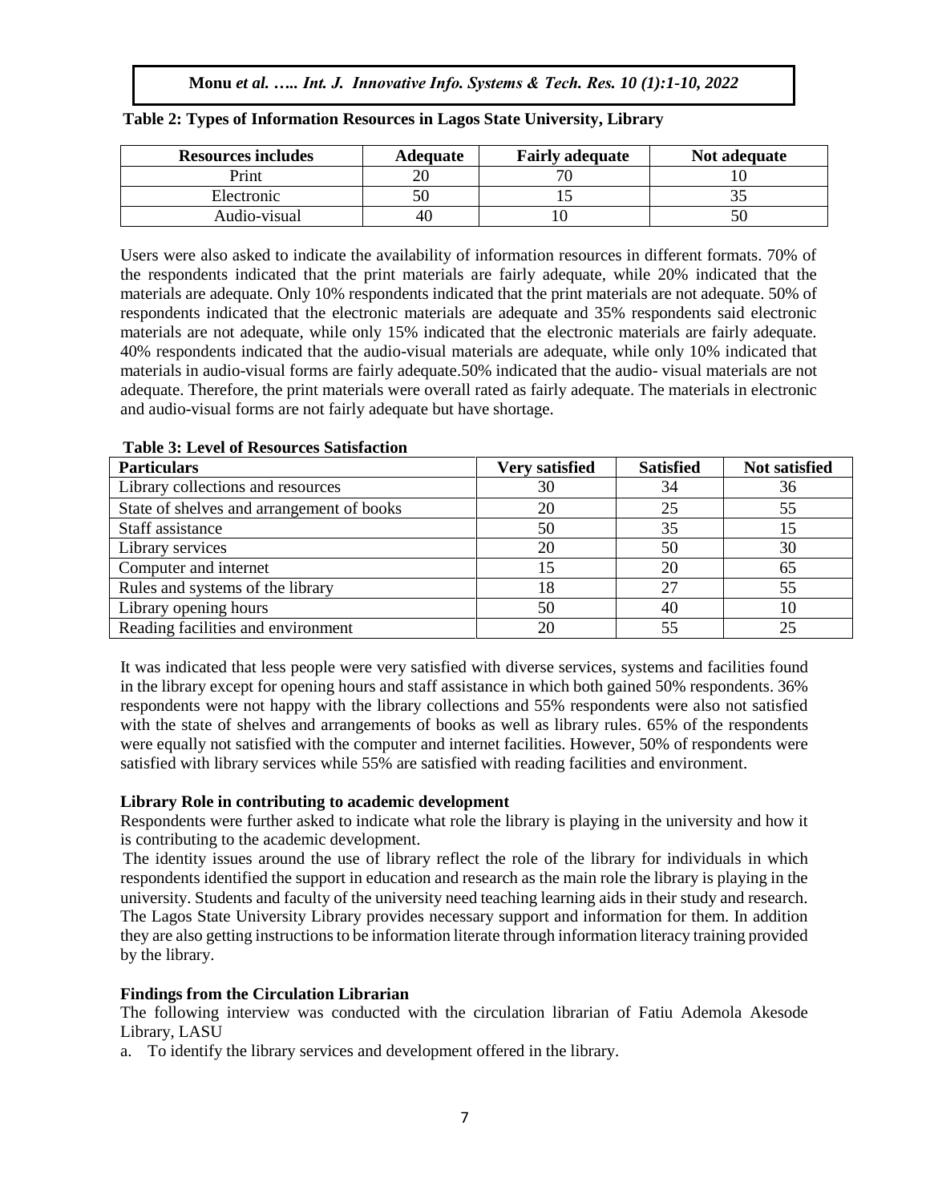**Table 2: Types of Information Resources in Lagos State University, Library**

| Resources includes | Adequate | Fairly adequate | Not adequate |
|---|---|---|---|
| Print | 20 | 70 | 10 |
| Electronic | 50 | 15 | 35 |
| Audio-visual | 40 | 10 | 50 |

Users were also asked to indicate the availability of information resources in different formats. 70% of the respondents indicated that the print materials are fairly adequate, while 20% indicated that the materials are adequate. Only 10% respondents indicated that the print materials are not adequate. 50% of respondents indicated that the electronic materials are adequate and 35% respondents said electronic materials are not adequate, while only 15% indicated that the electronic materials are fairly adequate. 40% respondents indicated that the audio-visual materials are adequate, while only 10% indicated that materials in audio-visual forms are fairly adequate.50% indicated that the audio- visual materials are not adequate. Therefore, the print materials were overall rated as fairly adequate. The materials in electronic and audio-visual forms are not fairly adequate but have shortage.

**Table 3: Level of Resources Satisfaction**

| Particulars | Very satisfied | Satisfied | Not satisfied |
|---|---|---|---|
| Library collections and resources | 30 | 34 | 36 |
| State of shelves and arrangement of books | 20 | 25 | 55 |
| Staff assistance | 50 | 35 | 15 |
| Library services | 20 | 50 | 30 |
| Computer and internet | 15 | 20 | 65 |
| Rules and systems of the library | 18 | 27 | 55 |
| Library opening hours | 50 | 40 | 10 |
| Reading facilities and environment | 20 | 55 | 25 |

It was indicated that less people were very satisfied with diverse services, systems and facilities found in the library except for opening hours and staff assistance in which both gained 50% respondents. 36% respondents were not happy with the library collections and 55% respondents were also not satisfied with the state of shelves and arrangements of books as well as library rules. 65% of the respondents were equally not satisfied with the computer and internet facilities. However, 50% of respondents were satisfied with library services while 55% are satisfied with reading facilities and environment.

**Library Role in contributing to academic development**

Respondents were further asked to indicate what role the library is playing in the university and how it is contributing to the academic development.

The identity issues around the use of library reflect the role of the library for individuals in which respondents identified the support in education and research as the main role the library is playing in the university. Students and faculty of the university need teaching learning aids in their study and research. The Lagos State University Library provides necessary support and information for them. In addition they are also getting instructions to be information literate through information literacy training provided by the library.

**Findings from the Circulation Librarian**

The following interview was conducted with the circulation librarian of Fatiu Ademola Akesode Library, LASU

a. To identify the library services and development offered in the library.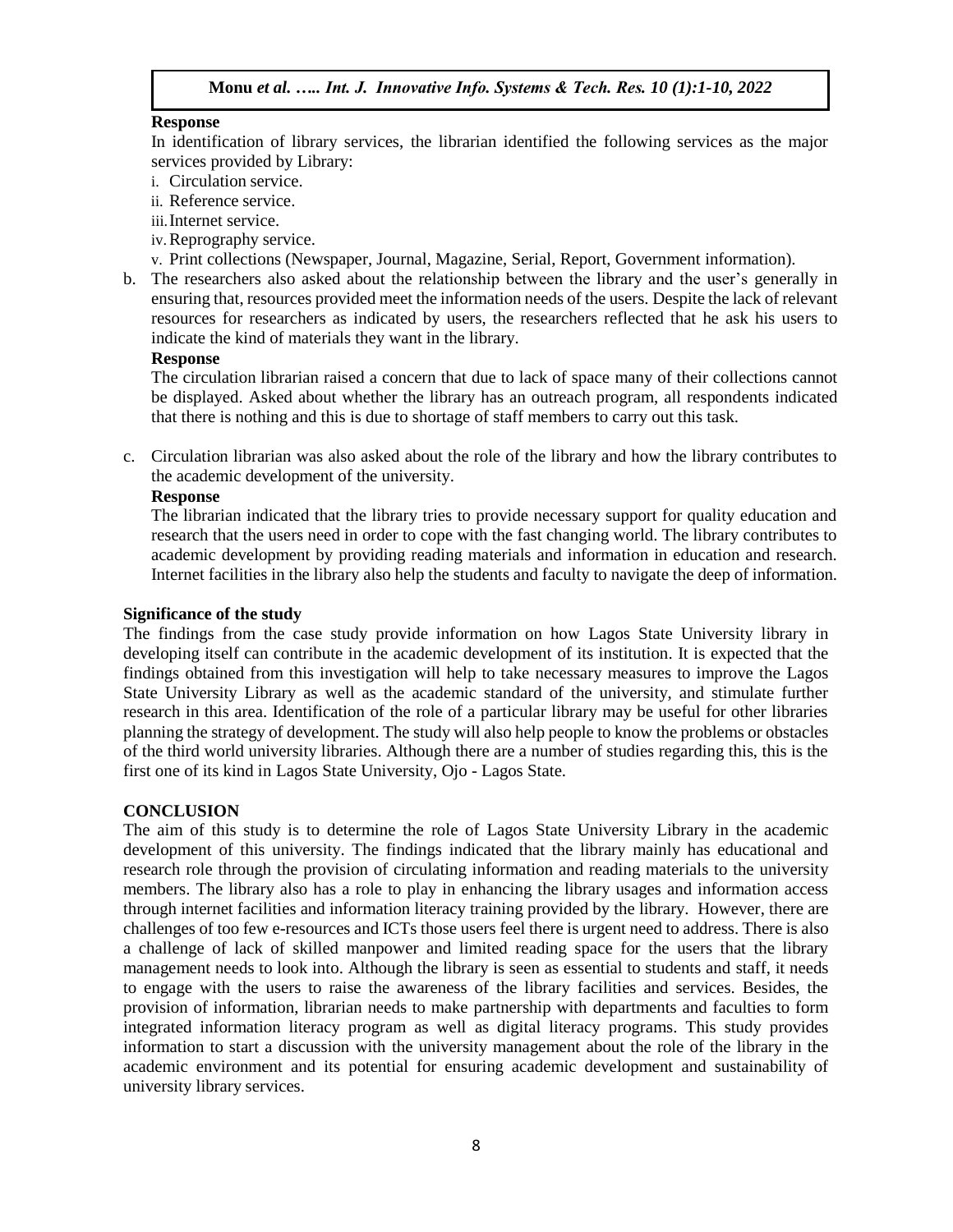**Response**

In identification of library services, the librarian identified the following services as the major services provided by Library:

i. Circulation service.
ii. Reference service.
iii. Internet service.
iv. Reprography service.
v. Print collections (Newspaper, Journal, Magazine, Serial, Report, Government information).

b. The researchers also asked about the relationship between the library and the user's generally in ensuring that, resources provided meet the information needs of the users. Despite the lack of relevant resources for researchers as indicated by users, the researchers reflected that he ask his users to indicate the kind of materials they want in the library.

**Response**

The circulation librarian raised a concern that due to lack of space many of their collections cannot be displayed. Asked about whether the library has an outreach program, all respondents indicated that there is nothing and this is due to shortage of staff members to carry out this task.

c. Circulation librarian was also asked about the role of the library and how the library contributes to the academic development of the university.

**Response**

The librarian indicated that the library tries to provide necessary support for quality education and research that the users need in order to cope with the fast changing world. The library contributes to academic development by providing reading materials and information in education and research. Internet facilities in the library also help the students and faculty to navigate the deep of information.

**Significance of the study**

The findings from the case study provide information on how Lagos State University library in developing itself can contribute in the academic development of its institution. It is expected that the findings obtained from this investigation will help to take necessary measures to improve the Lagos State University Library as well as the academic standard of the university, and stimulate further research in this area. Identification of the role of a particular library may be useful for other libraries planning the strategy of development. The study will also help people to know the problems or obstacles of the third world university libraries. Although there are a number of studies regarding this, this is the first one of its kind in Lagos State University, Ojo - Lagos State.

## CONCLUSION

The aim of this study is to determine the role of Lagos State University Library in the academic development of this university. The findings indicated that the library mainly has educational and research role through the provision of circulating information and reading materials to the university members. The library also has a role to play in enhancing the library usages and information access through internet facilities and information literacy training provided by the library. However, there are challenges of too few e-resources and ICTs those users feel there is urgent need to address. There is also a challenge of lack of skilled manpower and limited reading space for the users that the library management needs to look into. Although the library is seen as essential to students and staff, it needs to engage with the users to raise the awareness of the library facilities and services. Besides, the provision of information, librarian needs to make partnership with departments and faculties to form integrated information literacy program as well as digital literacy programs. This study provides information to start a discussion with the university management about the role of the library in the academic environment and its potential for ensuring academic development and sustainability of university library services.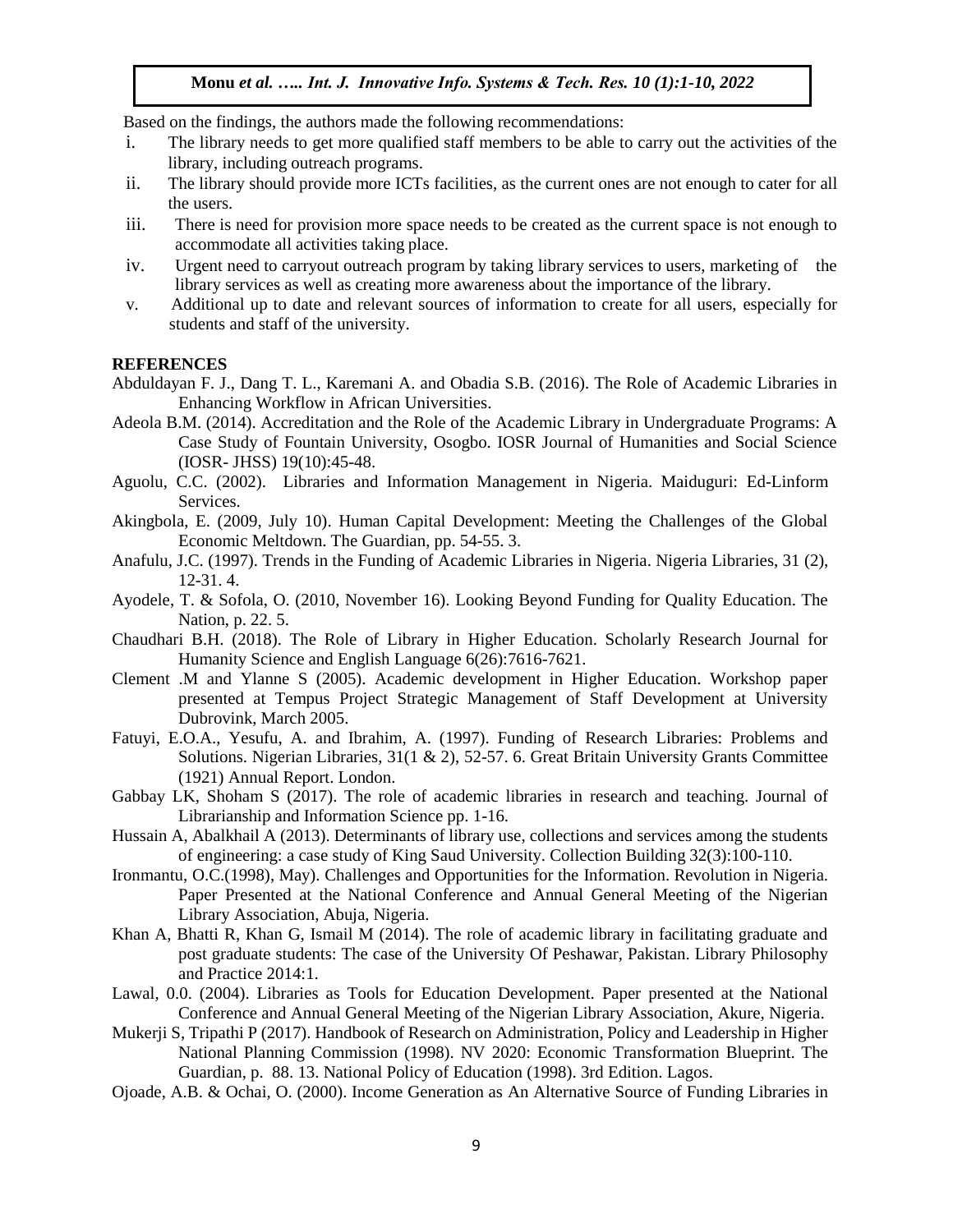Based on the findings, the authors made the following recommendations:

i. The library needs to get more qualified staff members to be able to carry out the activities of the library, including outreach programs.
ii. The library should provide more ICTs facilities, as the current ones are not enough to cater for all the users.
iii. There is need for provision more space needs to be created as the current space is not enough to accommodate all activities taking place.
iv. Urgent need to carryout outreach program by taking library services to users, marketing of the library services as well as creating more awareness about the importance of the library.
v. Additional up to date and relevant sources of information to create for all users, especially for students and staff of the university.

## REFERENCES

Abduldayan F. J., Dang T. L., Karemani A. and Obadia S.B. (2016). The Role of Academic Libraries in Enhancing Workflow in African Universities.

Adeola B.M. (2014). Accreditation and the Role of the Academic Library in Undergraduate Programs: A Case Study of Fountain University, Osogbo. IOSR Journal of Humanities and Social Science (IOSR- JHSS) 19(10):45-48.

Aguolu, C.C. (2002). Libraries and Information Management in Nigeria. Maiduguri: Ed-Linform Services.

Akingbola, E. (2009, July 10). Human Capital Development: Meeting the Challenges of the Global Economic Meltdown. The Guardian, pp. 54-55. 3.

Anafulu, J.C. (1997). Trends in the Funding of Academic Libraries in Nigeria. Nigeria Libraries, 31 (2), 12-31. 4.

Ayodele, T. & Sofola, O. (2010, November 16). Looking Beyond Funding for Quality Education. The Nation, p. 22. 5.

Chaudhari B.H. (2018). The Role of Library in Higher Education. Scholarly Research Journal for Humanity Science and English Language 6(26):7616-7621.

Clement .M and Ylanne S (2005). Academic development in Higher Education. Workshop paper presented at Tempus Project Strategic Management of Staff Development at University Dubrovink, March 2005.

Fatuyi, E.O.A., Yesufu, A. and Ibrahim, A. (1997). Funding of Research Libraries: Problems and Solutions. Nigerian Libraries, 31(1 & 2), 52-57. 6. Great Britain University Grants Committee (1921) Annual Report. London.

Gabbay LK, Shoham S (2017). The role of academic libraries in research and teaching. Journal of Librarianship and Information Science pp. 1-16.

Hussain A, Abalkhail A (2013). Determinants of library use, collections and services among the students of engineering: a case study of King Saud University. Collection Building 32(3):100-110.

Ironmantu, O.C.(1998), May). Challenges and Opportunities for the Information. Revolution in Nigeria. Paper Presented at the National Conference and Annual General Meeting of the Nigerian Library Association, Abuja, Nigeria.

Khan A, Bhatti R, Khan G, Ismail M (2014). The role of academic library in facilitating graduate and post graduate students: The case of the University Of Peshawar, Pakistan. Library Philosophy and Practice 2014:1.

Lawal, 0.0. (2004). Libraries as Tools for Education Development. Paper presented at the National Conference and Annual General Meeting of the Nigerian Library Association, Akure, Nigeria.

Mukerji S, Tripathi P (2017). Handbook of Research on Administration, Policy and Leadership in Higher National Planning Commission (1998). NV 2020: Economic Transformation Blueprint. The Guardian, p. 88. 13. National Policy of Education (1998). 3rd Edition. Lagos.

Ojoade, A.B. & Ochai, O. (2000). Income Generation as An Alternative Source of Funding Libraries in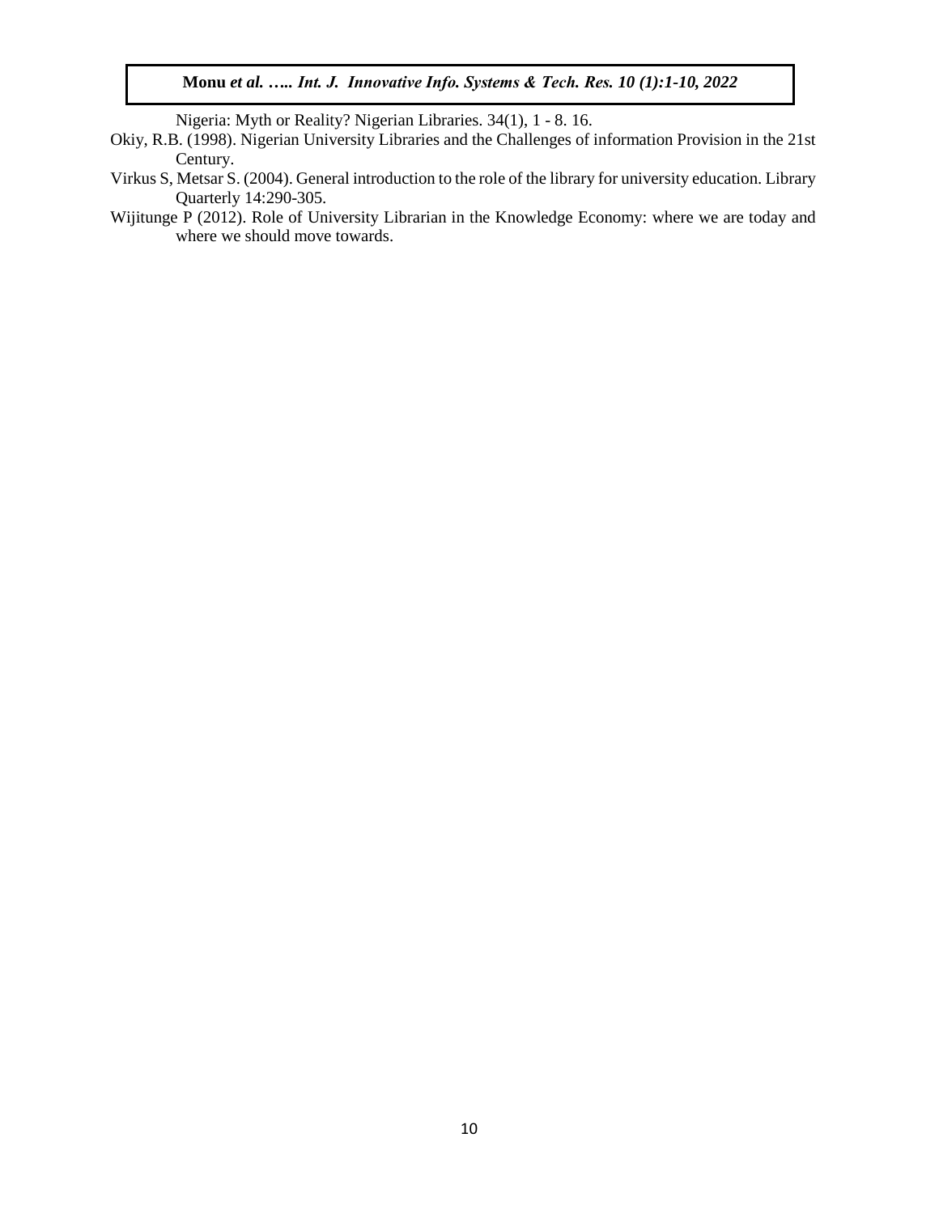Nigeria: Myth or Reality? Nigerian Libraries. 34(1), 1 - 8. 16.

Okiy, R.B. (1998). Nigerian University Libraries and the Challenges of information Provision in the 21st Century.

Virkus S, Metsar S. (2004). General introduction to the role of the library for university education. Library Quarterly 14:290-305.

Wijitunge P (2012). Role of University Librarian in the Knowledge Economy: where we are today and where we should move towards.